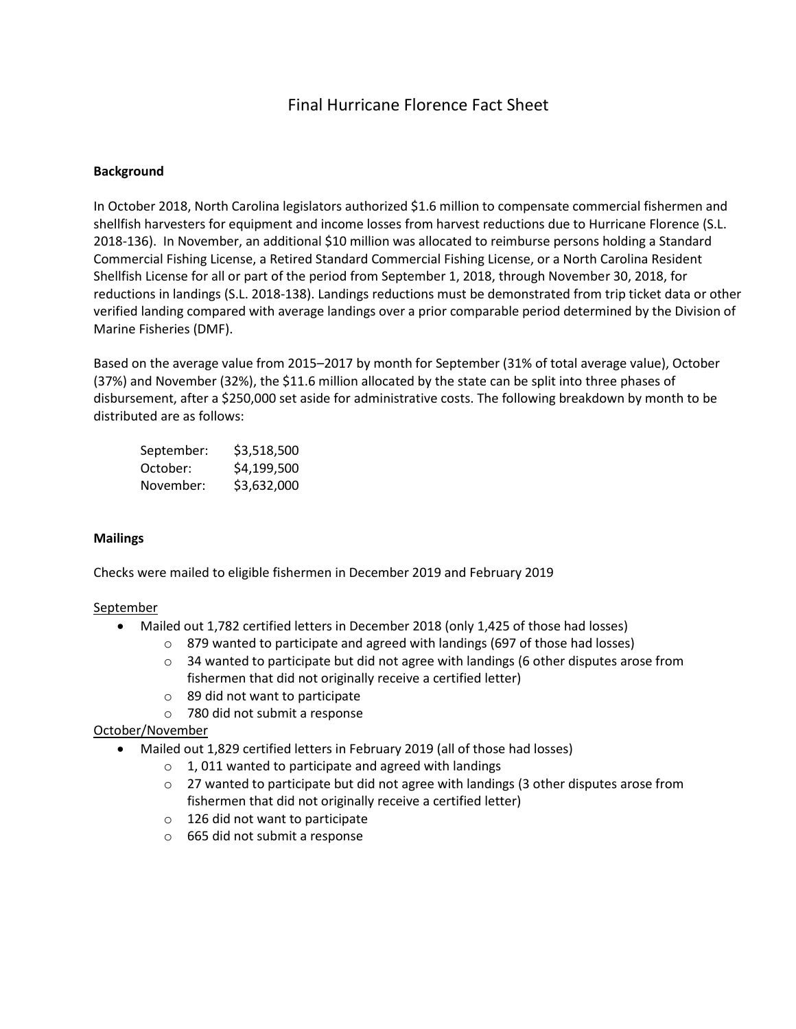# Final Hurricane Florence Fact Sheet

**Background**

In October 2018, North Carolina legislators authorized $1.6 million to compensate commercial fishermen and shellfish harvesters for equipment and income losses from harvest reductions due to Hurricane Florence (S.L. 2018-136). In November, an additional $10 million was allocated to reimburse persons holding a Standard Commercial Fishing License, a Retired Standard Commercial Fishing License, or a North Carolina Resident Shellfish License for all or part of the period from September 1, 2018, through November 30, 2018, for reductions in landings (S.L. 2018-138). Landings reductions must be demonstrated from trip ticket data or other verified landing compared with average landings over a prior comparable period determined by the Division of Marine Fisheries (DMF).

Based on the average value from 2015–2017 by month for September (31% of total average value), October (37%) and November (32%), the $11.6 million allocated by the state can be split into three phases of disbursement, after a $250,000 set aside for administrative costs. The following breakdown by month to be distributed are as follows:

| | |
|---|---|
| September: | $3,518,500 |
| October: | $4,199,500 |
| November: | $3,632,000 |

**Mailings**

Checks were mailed to eligible fishermen in December 2019 and February 2019

September

- Mailed out 1,782 certified letters in December 2018 (only 1,425 of those had losses)
  - 879 wanted to participate and agreed with landings (697 of those had losses)
  - 34 wanted to participate but did not agree with landings (6 other disputes arose from fishermen that did not originally receive a certified letter)
  - 89 did not want to participate
  - 780 did not submit a response

October/November

- Mailed out 1,829 certified letters in February 2019 (all of those had losses)
  - 1, 011 wanted to participate and agreed with landings
  - 27 wanted to participate but did not agree with landings (3 other disputes arose from fishermen that did not originally receive a certified letter)
  - 126 did not want to participate
  - 665 did not submit a response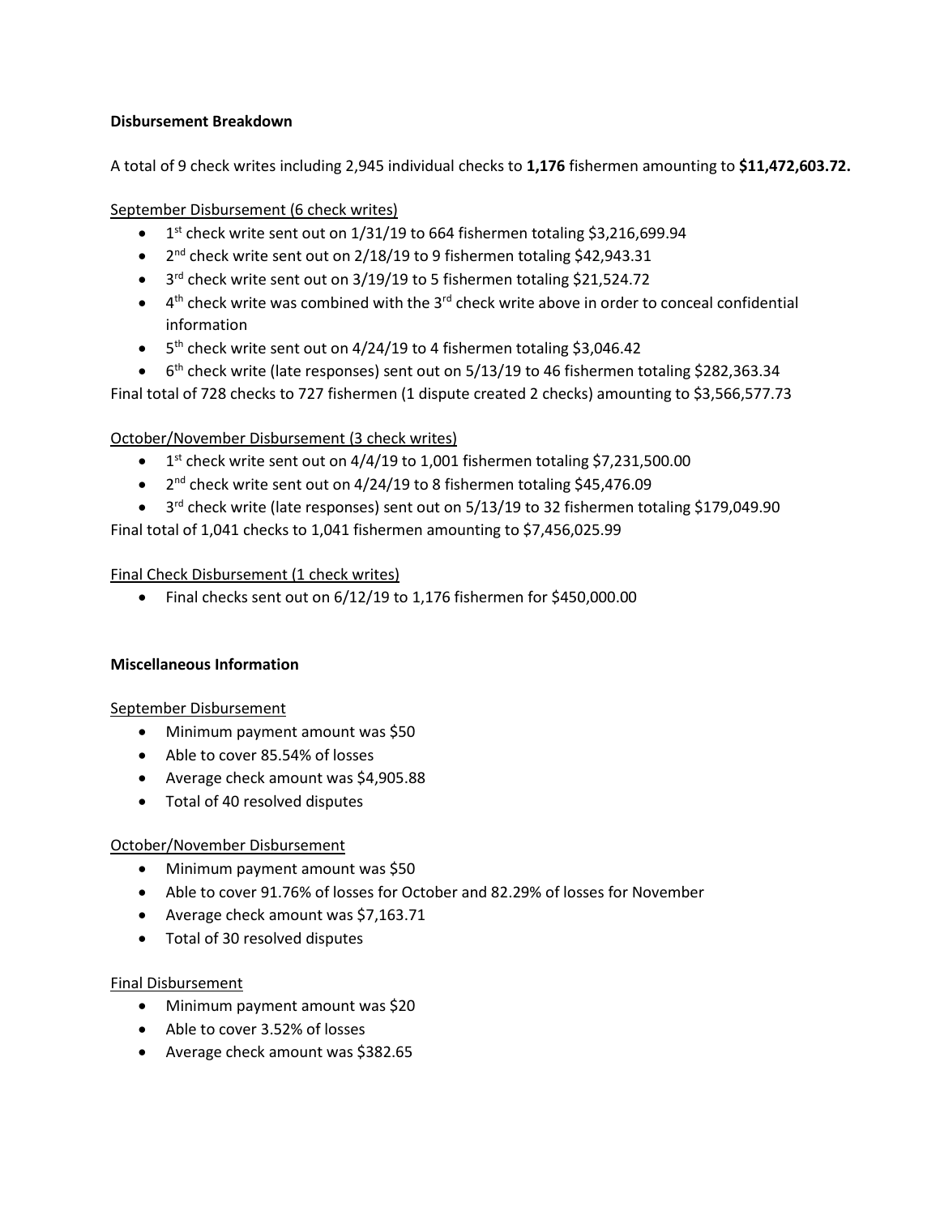**Disbursement Breakdown**

A total of 9 check writes including 2,945 individual checks to **1,176** fishermen amounting to **$11,472,603.72.**

September Disbursement (6 check writes)

- 1st check write sent out on 1/31/19 to 664 fishermen totaling $3,216,699.94
- 2nd check write sent out on 2/18/19 to 9 fishermen totaling $42,943.31
- 3rd check write sent out on 3/19/19 to 5 fishermen totaling $21,524.72
- 4th check write was combined with the 3rd check write above in order to conceal confidential information
- 5th check write sent out on 4/24/19 to 4 fishermen totaling $3,046.42
- 6th check write (late responses) sent out on 5/13/19 to 46 fishermen totaling $282,363.34

Final total of 728 checks to 727 fishermen (1 dispute created 2 checks) amounting to $3,566,577.73

October/November Disbursement (3 check writes)

- 1st check write sent out on 4/4/19 to 1,001 fishermen totaling $7,231,500.00
- 2nd check write sent out on 4/24/19 to 8 fishermen totaling $45,476.09
- 3rd check write (late responses) sent out on 5/13/19 to 32 fishermen totaling $179,049.90

Final total of 1,041 checks to 1,041 fishermen amounting to $7,456,025.99

Final Check Disbursement (1 check writes)

- Final checks sent out on 6/12/19 to 1,176 fishermen for $450,000.00

**Miscellaneous Information**

September Disbursement

- Minimum payment amount was $50
- Able to cover 85.54% of losses
- Average check amount was $4,905.88
- Total of 40 resolved disputes

October/November Disbursement

- Minimum payment amount was $50
- Able to cover 91.76% of losses for October and 82.29% of losses for November
- Average check amount was $7,163.71
- Total of 30 resolved disputes

Final Disbursement

- Minimum payment amount was $20
- Able to cover 3.52% of losses
- Average check amount was $382.65